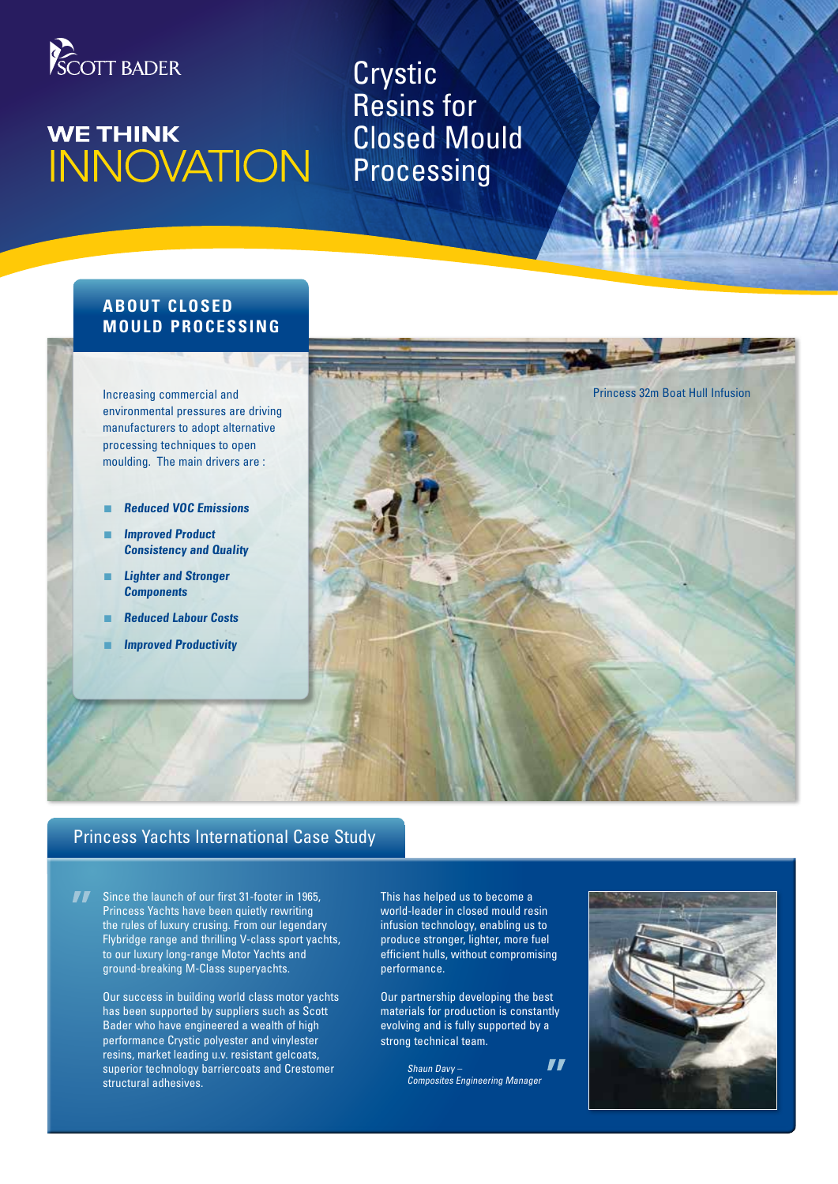SCOTT BADER

**WE THINK**
INNOVATION

# Crystic Resins for Closed Mould Processing

## ABOUT CLOSED MOULD PROCESSING

Increasing commercial and environmental pressures are driving manufacturers to adopt alternative processing techniques to open moulding. The main drivers are :

- ***Reduced VOC Emissions***
- ***Improved Product Consistency and Quality***
- ***Lighter and Stronger Components***
- ***Reduced Labour Costs***
- ***Improved Productivity***

Princess 32m Boat Hull Infusion

## Princess Yachts International Case Study

"Since the launch of our first 31-footer in 1965, Princess Yachts have been quietly rewriting the rules of luxury crusing. From our legendary Flybridge range and thrilling V-class sport yachts, to our luxury long-range Motor Yachts and ground-breaking M-Class superyachts.

Our success in building world class motor yachts has been supported by suppliers such as Scott Bader who have engineered a wealth of high performance Crystic polyester and vinylester resins, market leading u.v. resistant gelcoats, superior technology barriercoats and Crestomer structural adhesives.

This has helped us to become a world-leader in closed mould resin infusion technology, enabling us to produce stronger, lighter, more fuel efficient hulls, without compromising performance.

Our partnership developing the best materials for production is constantly evolving and is fully supported by a strong technical team."

*Shaun Davy –*
*Composites Engineering Manager*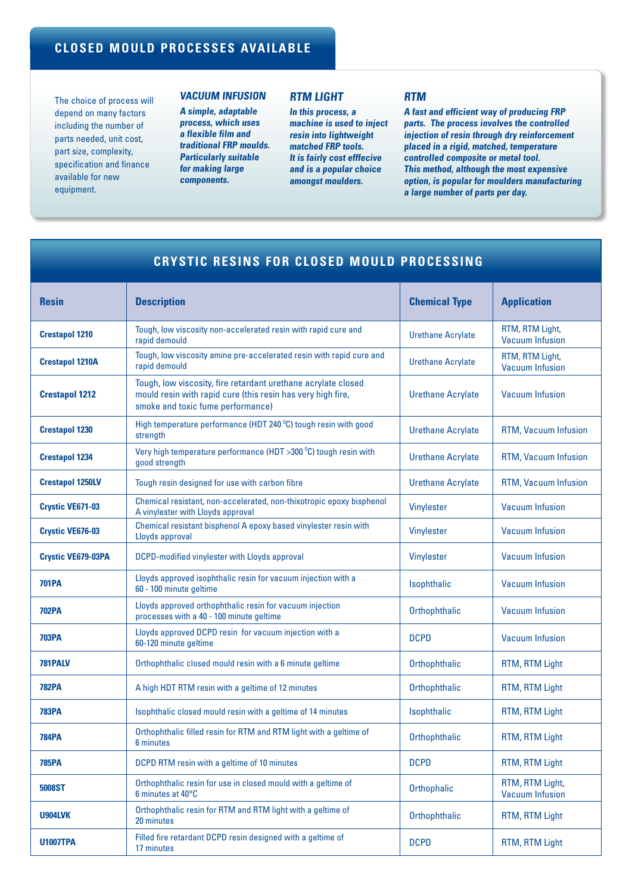## CLOSED MOULD PROCESSES AVAILABLE

The choice of process will depend on many factors including the number of parts needed, unit cost, part size, complexity, specification and finance available for new equipment.

### VACUUM INFUSION

***A simple, adaptable process, which uses a flexible film and traditional FRP moulds. Particularly suitable for making large components.***

### RTM LIGHT

***In this process, a machine is used to inject resin into lightweight matched FRP tools. It is fairly cost efffecive and is a popular choice amongst moulders.***

### RTM

***A fast and efficient way of producing FRP parts. The process involves the controlled injection of resin through dry reinforcement placed in a rigid, matched, temperature controlled composite or metal tool. This method, although the most expensive option, is popular for moulders manufacturing a large number of parts per day.***

## CRYSTIC RESINS FOR CLOSED MOULD PROCESSING

| Resin | Description | Chemical Type | Application |
|---|---|---|---|
| **Crestapol 1210** | Tough, low viscosity non-accelerated resin with rapid cure and rapid demould | Urethane Acrylate | RTM, RTM Light, Vacuum Infusion |
| **Crestapol 1210A** | Tough, low viscosity amine pre-accelerated resin with rapid cure and rapid demould | Urethane Acrylate | RTM, RTM Light, Vacuum Infusion |
| **Crestapol 1212** | Tough, low viscosity, fire retardant urethane acrylate closed mould resin with rapid cure (this resin has very high fire, smoke and toxic fume performance) | Urethane Acrylate | Vacuum Infusion |
| **Crestapol 1230** | High temperature performance (HDT 240 °C) tough resin with good strength | Urethane Acrylate | RTM, Vacuum Infusion |
| **Crestapol 1234** | Very high temperature performance (HDT >300 °C) tough resin with good strength | Urethane Acrylate | RTM, Vacuum Infusion |
| **Crestapol 1250LV** | Tough resin designed for use with carbon fibre | Urethane Acrylate | RTM, Vacuum Infusion |
| **Crystic VE671-03** | Chemical resistant, non-accelerated, non-thixotropic epoxy bisphenol A vinylester with Lloyds approval | Vinylester | Vacuum Infusion |
| **Crystic VE676-03** | Chemical resistant bisphenol A epoxy based vinylester resin with Lloyds approval | Vinylester | Vacuum Infusion |
| **Crystic VE679-03PA** | DCPD-modified vinylester with Lloyds approval | Vinylester | Vacuum Infusion |
| **701PA** | Lloyds approved isophthalic resin for vacuum injection with a 60 - 100 minute geltime | Isophthalic | Vacuum Infusion |
| **702PA** | Lloyds approved orthophthalic resin for vacuum injection processes with a 40 - 100 minute geltime | Orthophthalic | Vacuum Infusion |
| **703PA** | Lloyds approved DCPD resin for vacuum injection with a 60-120 minute geltime | DCPD | Vacuum Infusion |
| **781PALV** | Orthophthalic closed mould resin with a 6 minute geltime | Orthophthalic | RTM, RTM Light |
| **782PA** | A high HDT RTM resin with a geltime of 12 minutes | Orthophthalic | RTM, RTM Light |
| **783PA** | Isophthalic closed mould resin with a geltime of 14 minutes | Isophthalic | RTM, RTM Light |
| **784PA** | Orthophthalic filled resin for RTM and RTM light with a geltime of 6 minutes | Orthophthalic | RTM, RTM Light |
| **785PA** | DCPD RTM resin with a geltime of 10 minutes | DCPD | RTM, RTM Light |
| **5008ST** | Orthophthalic resin for use in closed mould with a geltime of 6 minutes at 40°C | Orthophalic | RTM, RTM Light, Vacuum Infusion |
| **U904LVK** | Orthophthalic resin for RTM and RTM light with a geltime of 20 minutes | Orthophthalic | RTM, RTM Light |
| **U1007TPA** | Filled fire retardant DCPD resin designed with a geltime of 17 minutes | DCPD | RTM, RTM Light |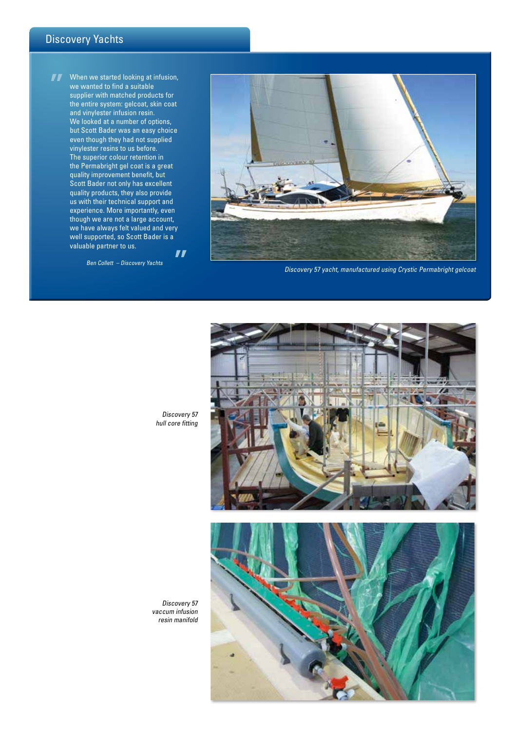## Discovery Yachts

> "When we started looking at infusion, we wanted to find a suitable supplier with matched products for the entire system: gelcoat, skin coat and vinylester infusion resin. We looked at a number of options, but Scott Bader was an easy choice even though they had not supplied vinylester resins to us before. The superior colour retention in the Permabright gel coat is a great quality improvement benefit, but Scott Bader not only has excellent quality products, they also provide us with their technical support and experience. More importantly, even though we are not a large account, we have always felt valued and very well supported, so Scott Bader is a valuable partner to us."
>
> *Ben Collett – Discovery Yachts*

*Discovery 57 yacht, manufactured using Crystic Permabright gelcoat*

*Discovery 57 hull core fitting*

*Discovery 57 vaccum infusion resin manifold*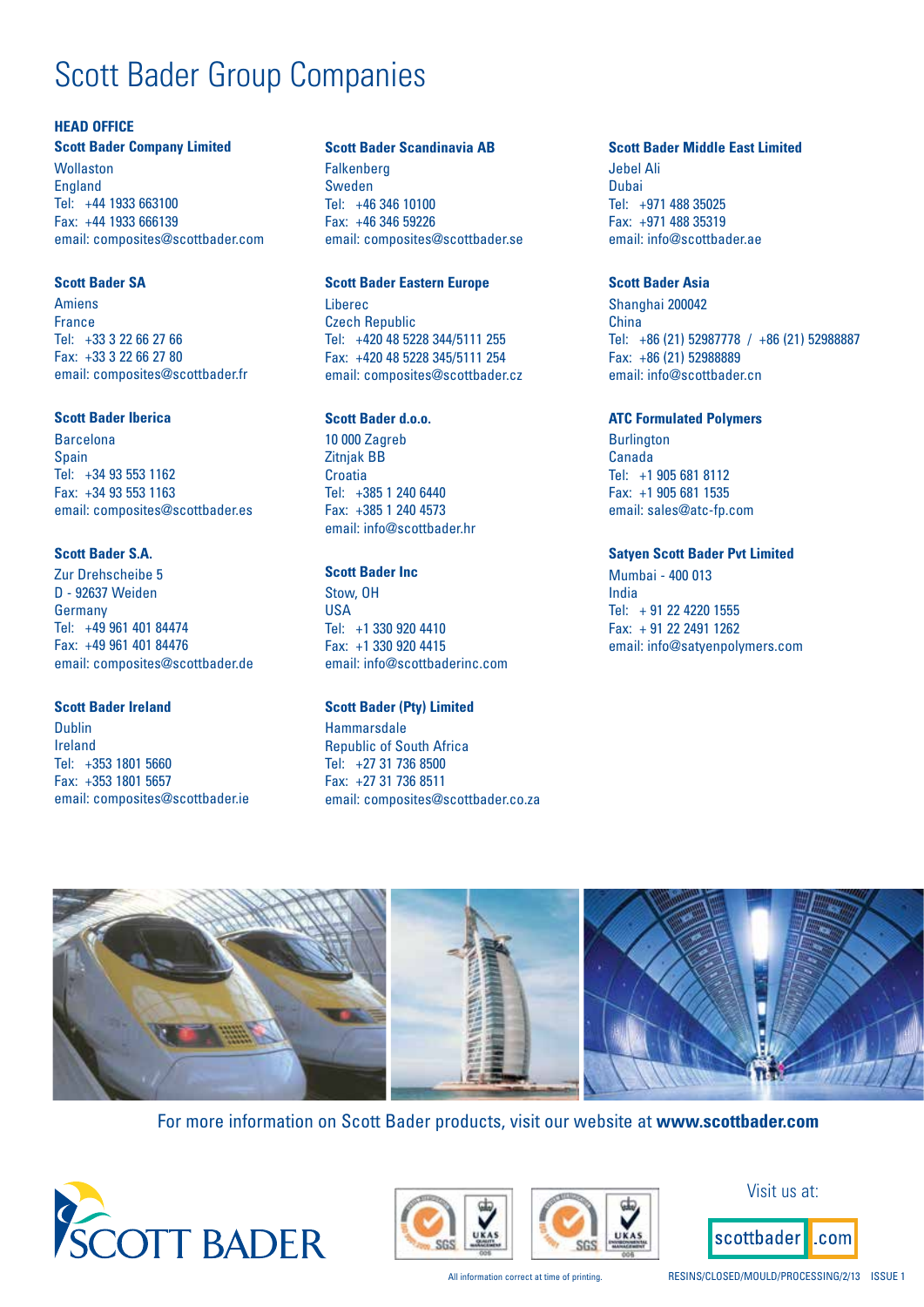# Scott Bader Group Companies

**HEAD OFFICE**

**Scott Bader Company Limited**
Wollaston
England
Tel: +44 1933 663100
Fax: +44 1933 666139
email: composites@scottbader.com

**Scott Bader SA**
Amiens
France
Tel: +33 3 22 66 27 66
Fax: +33 3 22 66 27 80
email: composites@scottbader.fr

**Scott Bader Iberica**
Barcelona
Spain
Tel: +34 93 553 1162
Fax: +34 93 553 1163
email: composites@scottbader.es

**Scott Bader S.A.**
Zur Drehscheibe 5
D - 92637 Weiden
Germany
Tel: +49 961 401 84474
Fax: +49 961 401 84476
email: composites@scottbader.de

**Scott Bader Ireland**
Dublin
Ireland
Tel: +353 1801 5660
Fax: +353 1801 5657
email: composites@scottbader.ie

**Scott Bader Scandinavia AB**
Falkenberg
Sweden
Tel: +46 346 10100
Fax: +46 346 59226
email: composites@scottbader.se

**Scott Bader Eastern Europe**
Liberec
Czech Republic
Tel: +420 48 5228 344/5111 255
Fax: +420 48 5228 345/5111 254
email: composites@scottbader.cz

**Scott Bader d.o.o.**
10 000 Zagreb
Zitnjak BB
Croatia
Tel: +385 1 240 6440
Fax: +385 1 240 4573
email: info@scottbader.hr

**Scott Bader Inc**
Stow, OH
USA
Tel: +1 330 920 4410
Fax: +1 330 920 4415
email: info@scottbaderinc.com

**Scott Bader (Pty) Limited**
Hammarsdale
Republic of South Africa
Tel: +27 31 736 8500
Fax: +27 31 736 8511
email: composites@scottbader.co.za

**Scott Bader Middle East Limited**
Jebel Ali
Dubai
Tel: +971 488 35025
Fax: +971 488 35319
email: info@scottbader.ae

**Scott Bader Asia**
Shanghai 200042
China
Tel: +86 (21) 52987778 / +86 (21) 52988887
Fax: +86 (21) 52988889
email: info@scottbader.cn

**ATC Formulated Polymers**
Burlington
Canada
Tel: +1 905 681 8112
Fax: +1 905 681 1535
email: sales@atc-fp.com

**Satyen Scott Bader Pvt Limited**
Mumbai - 400 013
India
Tel: + 91 22 4220 1555
Fax: + 91 22 2491 1262
email: info@satyenpolymers.com

For more information on Scott Bader products, visit our website at **www.scottbader.com**

SCOTT BADER

Visit us at:

scottbader.com

All information correct at time of printing.

RESINS/CLOSED/MOULD/PROCESSING/2/13 ISSUE 1